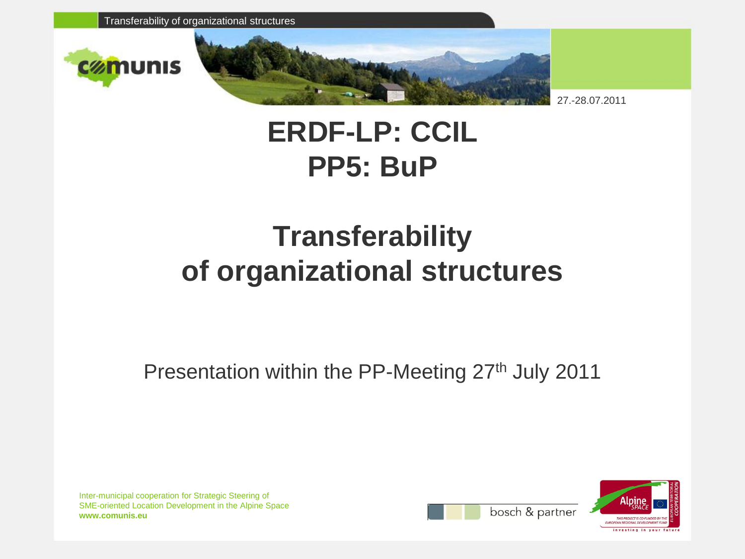27.-28.07.2011

# ERDF-LP: CCIL
# PP5: BuP

# Transferability of organizational structures

Presentation within the PP-Meeting 27th July 2011

Inter-municipal cooperation for Strategic Steering of SME-oriented Location Development in the Alpine Space
**www.comunis.eu**

bosch & partner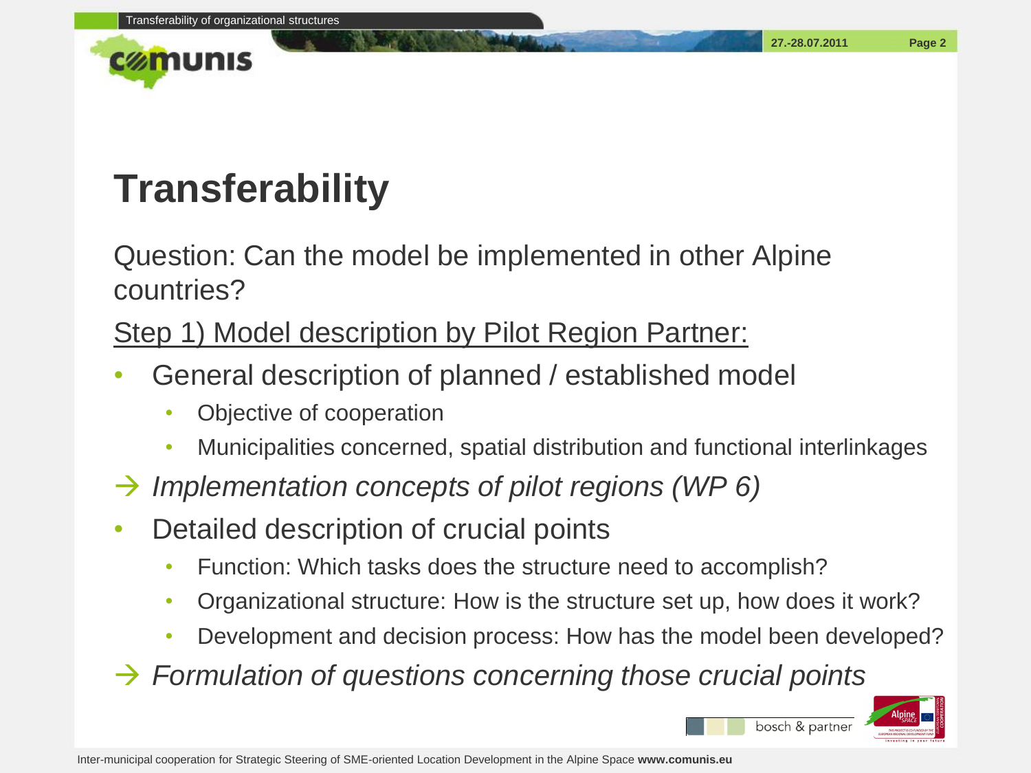# Transferability

Question: Can the model be implemented in other Alpine countries?

Step 1) Model description by Pilot Region Partner:

- General description of planned / established model
  - Objective of cooperation
  - Municipalities concerned, spatial distribution and functional interlinkages

→ *Implementation concepts of pilot regions (WP 6)*

- Detailed description of crucial points
  - Function: Which tasks does the structure need to accomplish?
  - Organizational structure: How is the structure set up, how does it work?
  - Development and decision process: How has the model been developed?

→ *Formulation of questions concerning those crucial points*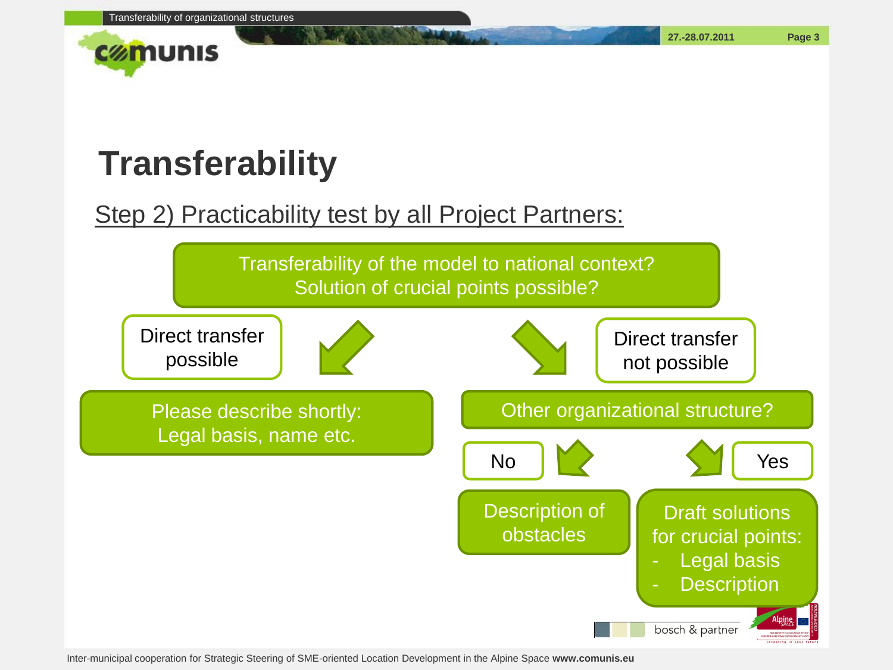# Transferability

Step 2) Practicability test by all Project Partners:

Transferability of the model to national context?
Solution of crucial points possible?

Direct transfer possible

Please describe shortly:
Legal basis, name etc.

Direct transfer not possible

Other organizational structure?

No

Description of obstacles

Yes

Draft solutions for crucial points:

- Legal basis
- Description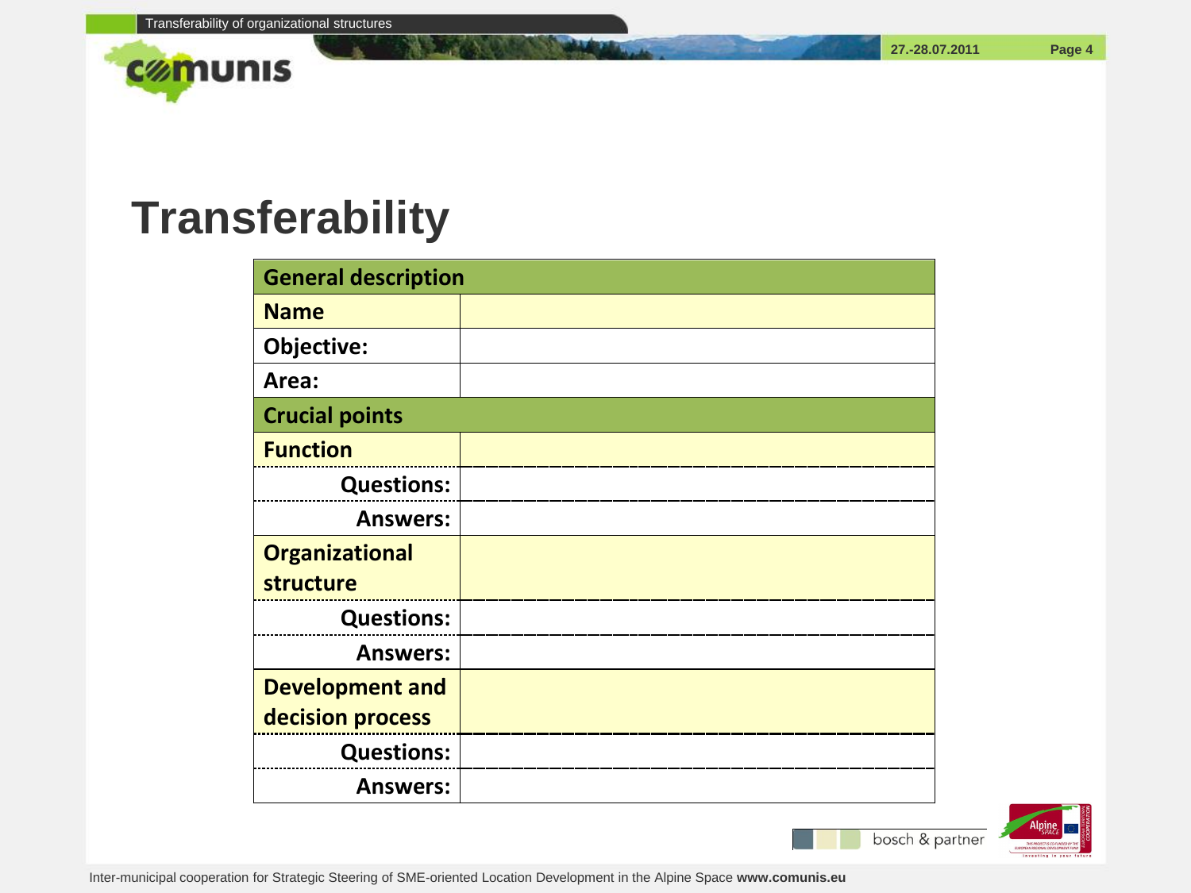# Transferability

| General description | |
|---|---|
| **Name** | |
| **Objective:** | |
| **Area:** | |
| **Crucial points** | |
| **Function** | |
| **Questions:** | |
| **Answers:** | |
| **Organizational structure** | |
| **Questions:** | |
| **Answers:** | |
| **Development and decision process** | |
| **Questions:** | |
| **Answers:** | |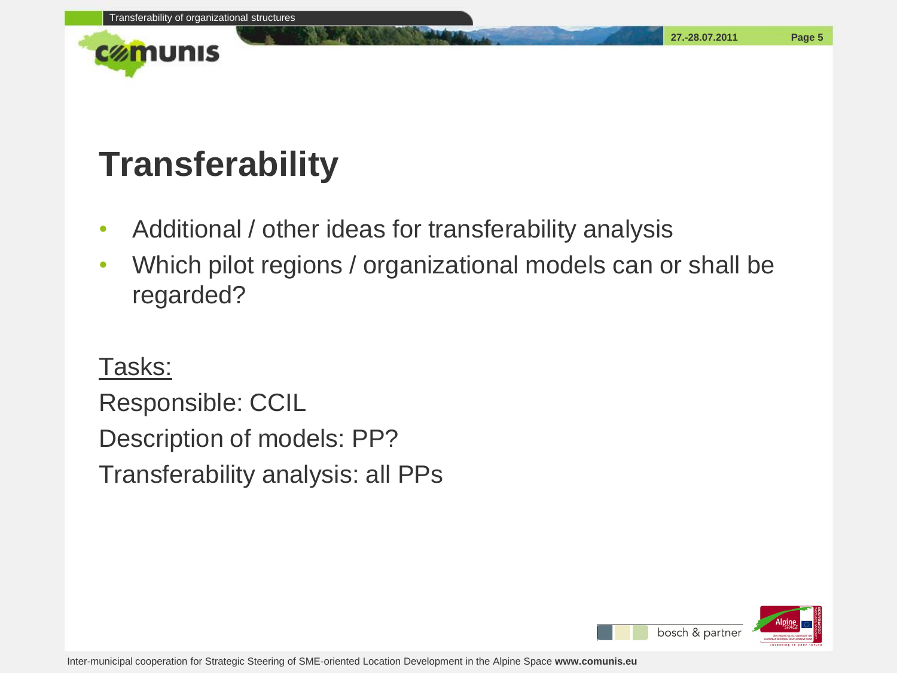# Transferability

- Additional / other ideas for transferability analysis
- Which pilot regions / organizational models can or shall be regarded?

Tasks:

Responsible: CCIL

Description of models: PP?

Transferability analysis: all PPs